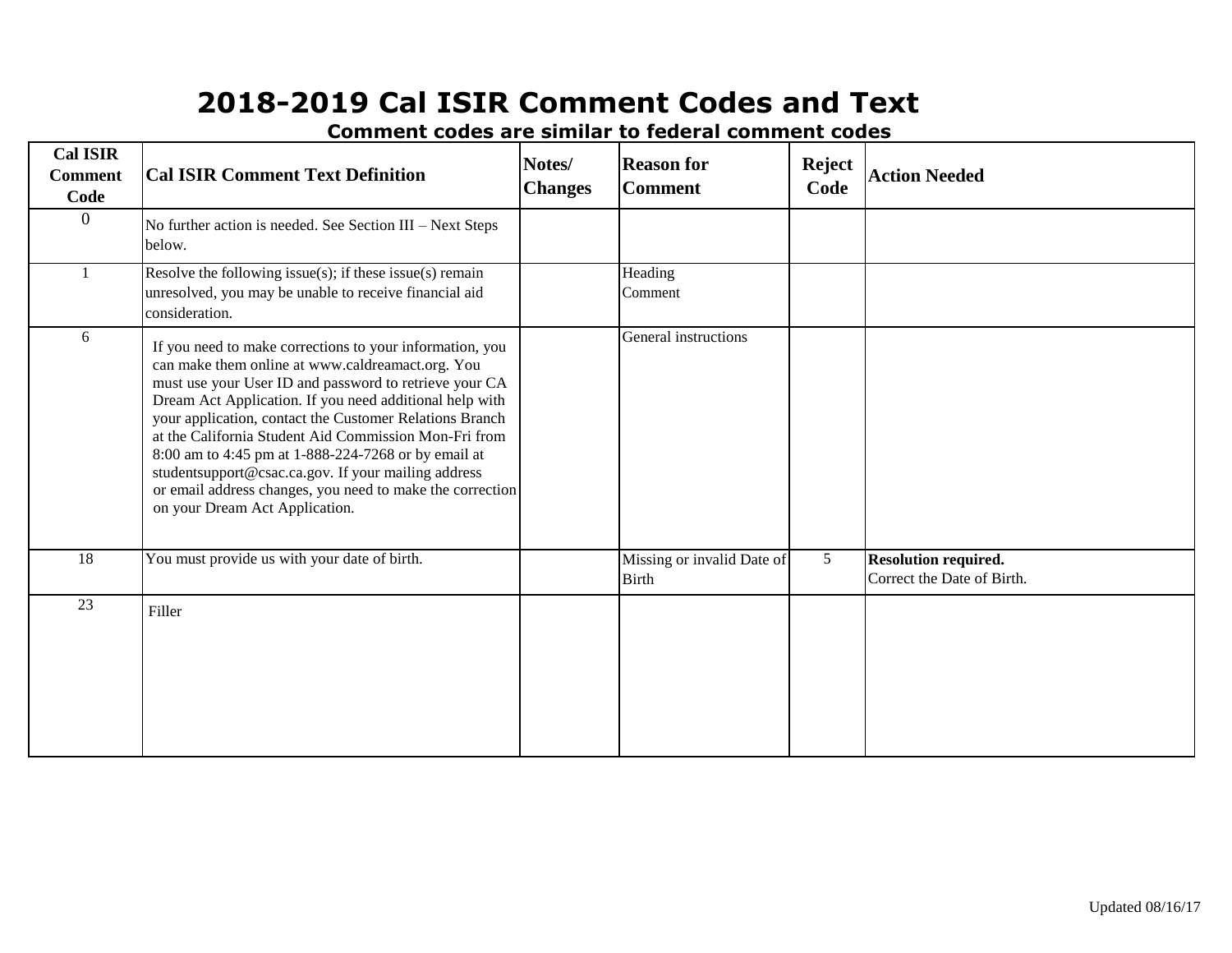# 2018-2019 Cal ISIR Comment Codes and Text

### Comment codes are similar to federal comment codes

| Cal ISIR Comment Code | Cal ISIR Comment Text Definition | Notes/ Changes | Reason for Comment | Reject Code | Action Needed |
|---|---|---|---|---|---|
| 0 | No further action is needed. See Section III – Next Steps below. | | | | |
| 1 | Resolve the following issue(s); if these issue(s) remain unresolved, you may be unable to receive financial aid consideration. | | Heading Comment | | |
| 6 | If you need to make corrections to your information, you can make them online at www.caldreamact.org. You must use your User ID and password to retrieve your CA Dream Act Application. If you need additional help with your application, contact the Customer Relations Branch at the California Student Aid Commission Mon-Fri from 8:00 am to 4:45 pm at 1-888-224-7268 or by email at studentsupport@csac.ca.gov. If your mailing address or email address changes, you need to make the correction on your Dream Act Application. | | General instructions | | |
| 18 | You must provide us with your date of birth. | | Missing or invalid Date of Birth | 5 | **Resolution required.** Correct the Date of Birth. |
| 23 | Filler | | | | |

Updated 08/16/17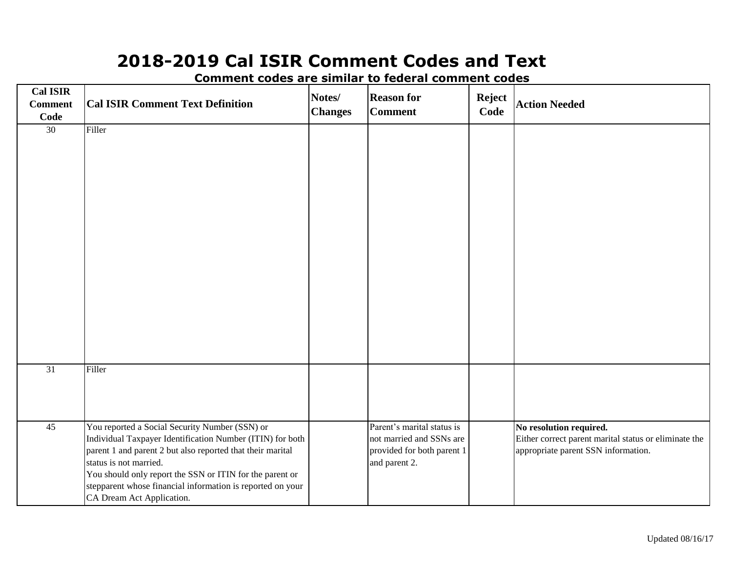# 2018-2019 Cal ISIR Comment Codes and Text

**Comment codes are similar to federal comment codes**

| Cal ISIR Comment Code | Cal ISIR Comment Text Definition | Notes/ Changes | Reason for Comment | Reject Code | Action Needed |
|---|---|---|---|---|---|
| 30 | Filler | | | | |
| 31 | Filler | | | | |
| 45 | You reported a Social Security Number (SSN) or Individual Taxpayer Identification Number (ITIN) for both parent 1 and parent 2 but also reported that their marital status is not married.<br>You should only report the SSN or ITIN for the parent or stepparent whose financial information is reported on your CA Dream Act Application. | | Parent's marital status is not married and SSNs are provided for both parent 1 and parent 2. | | **No resolution required.**<br>Either correct parent marital status or eliminate the appropriate parent SSN information. |

Updated 08/16/17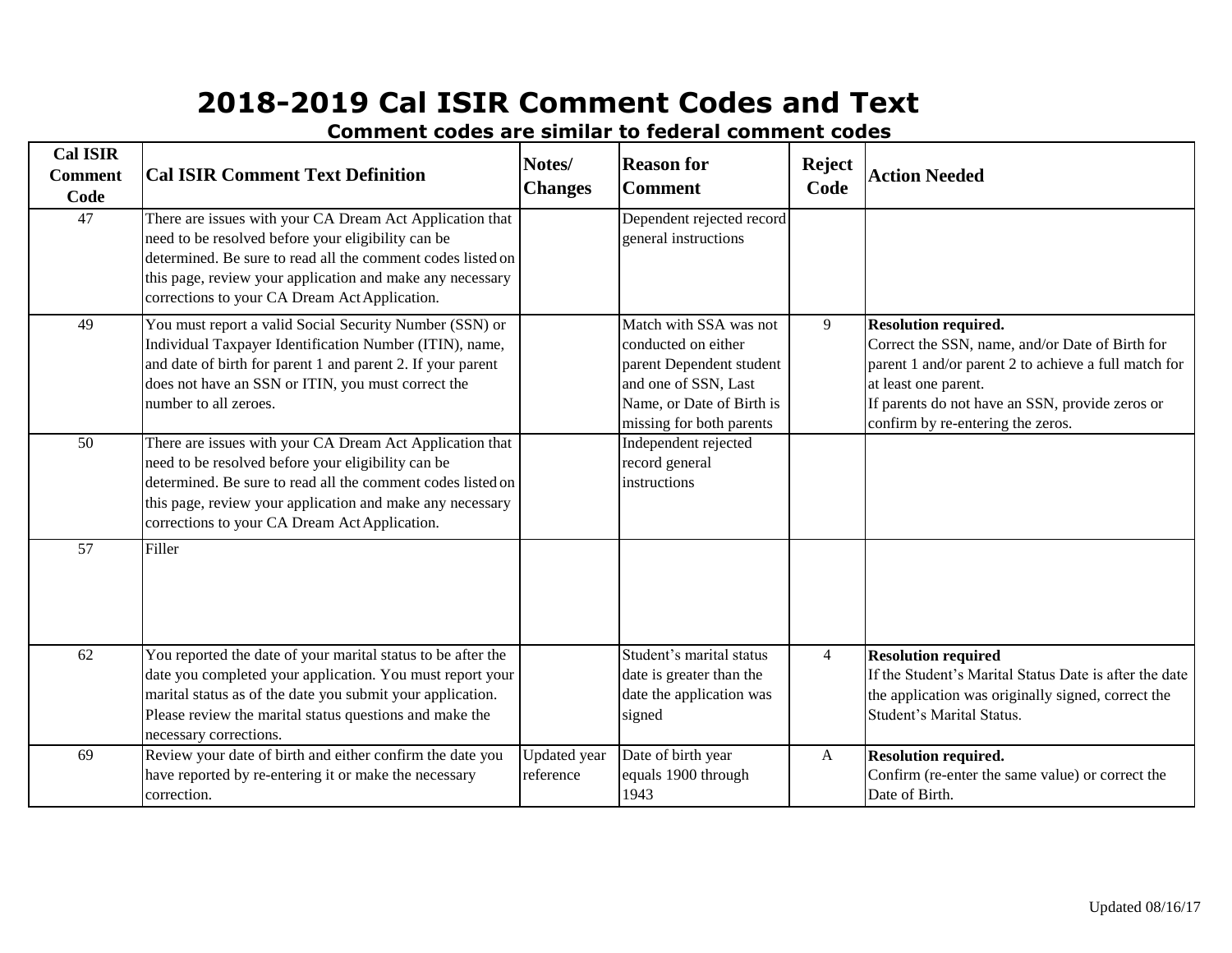# 2018-2019 Cal ISIR Comment Codes and Text

**Comment codes are similar to federal comment codes**

| Cal ISIR Comment Code | Cal ISIR Comment Text Definition | Notes/ Changes | Reason for Comment | Reject Code | Action Needed |
|---|---|---|---|---|---|
| 47 | There are issues with your CA Dream Act Application that need to be resolved before your eligibility can be determined. Be sure to read all the comment codes listed on this page, review your application and make any necessary corrections to your CA Dream Act Application. | | Dependent rejected record general instructions | | |
| 49 | You must report a valid Social Security Number (SSN) or Individual Taxpayer Identification Number (ITIN), name, and date of birth for parent 1 and parent 2. If your parent does not have an SSN or ITIN, you must correct the number to all zeroes. | | Match with SSA was not conducted on either parent Dependent student and one of SSN, Last Name, or Date of Birth is missing for both parents | 9 | **Resolution required.** Correct the SSN, name, and/or Date of Birth for parent 1 and/or parent 2 to achieve a full match for at least one parent. If parents do not have an SSN, provide zeros or confirm by re-entering the zeros. |
| 50 | There are issues with your CA Dream Act Application that need to be resolved before your eligibility can be determined. Be sure to read all the comment codes listed on this page, review your application and make any necessary corrections to your CA Dream Act Application. | | Independent rejected record general instructions | | |
| 57 | Filler | | | | |
| 62 | You reported the date of your marital status to be after the date you completed your application. You must report your marital status as of the date you submit your application. Please review the marital status questions and make the necessary corrections. | | Student's marital status date is greater than the date the application was signed | 4 | **Resolution required** If the Student's Marital Status Date is after the date the application was originally signed, correct the Student's Marital Status. |
| 69 | Review your date of birth and either confirm the date you have reported by re-entering it or make the necessary correction. | Updated year reference | Date of birth year equals 1900 through 1943 | A | **Resolution required.** Confirm (re-enter the same value) or correct the Date of Birth. |

Updated 08/16/17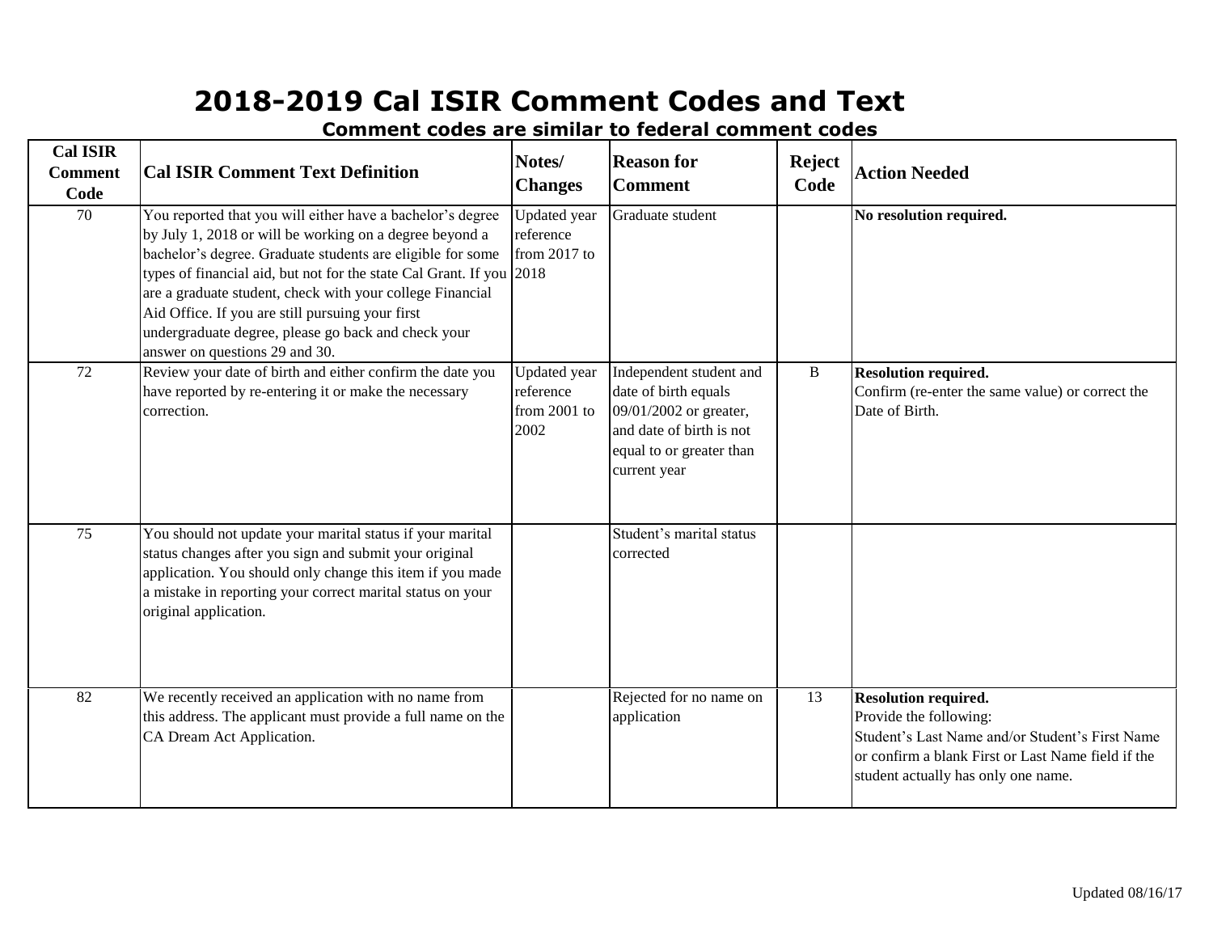# 2018-2019 Cal ISIR Comment Codes and Text

**Comment codes are similar to federal comment codes**

| Cal ISIR Comment Code | Cal ISIR Comment Text Definition | Notes/ Changes | Reason for Comment | Reject Code | Action Needed |
|---|---|---|---|---|---|
| 70 | You reported that you will either have a bachelor's degree by July 1, 2018 or will be working on a degree beyond a bachelor's degree. Graduate students are eligible for some types of financial aid, but not for the state Cal Grant. If you are a graduate student, check with your college Financial Aid Office. If you are still pursuing your first undergraduate degree, please go back and check your answer on questions 29 and 30. | Updated year reference from 2017 to 2018 | Graduate student | | **No resolution required.** |
| 72 | Review your date of birth and either confirm the date you have reported by re-entering it or make the necessary correction. | Updated year reference from 2001 to 2002 | Independent student and date of birth equals 09/01/2002 or greater, and date of birth is not equal to or greater than current year | B | **Resolution required.** Confirm (re-enter the same value) or correct the Date of Birth. |
| 75 | You should not update your marital status if your marital status changes after you sign and submit your original application. You should only change this item if you made a mistake in reporting your correct marital status on your original application. | | Student's marital status corrected | | |
| 82 | We recently received an application with no name from this address. The applicant must provide a full name on the CA Dream Act Application. | | Rejected for no name on application | 13 | **Resolution required.** Provide the following: Student's Last Name and/or Student's First Name or confirm a blank First or Last Name field if the student actually has only one name. |

Updated 08/16/17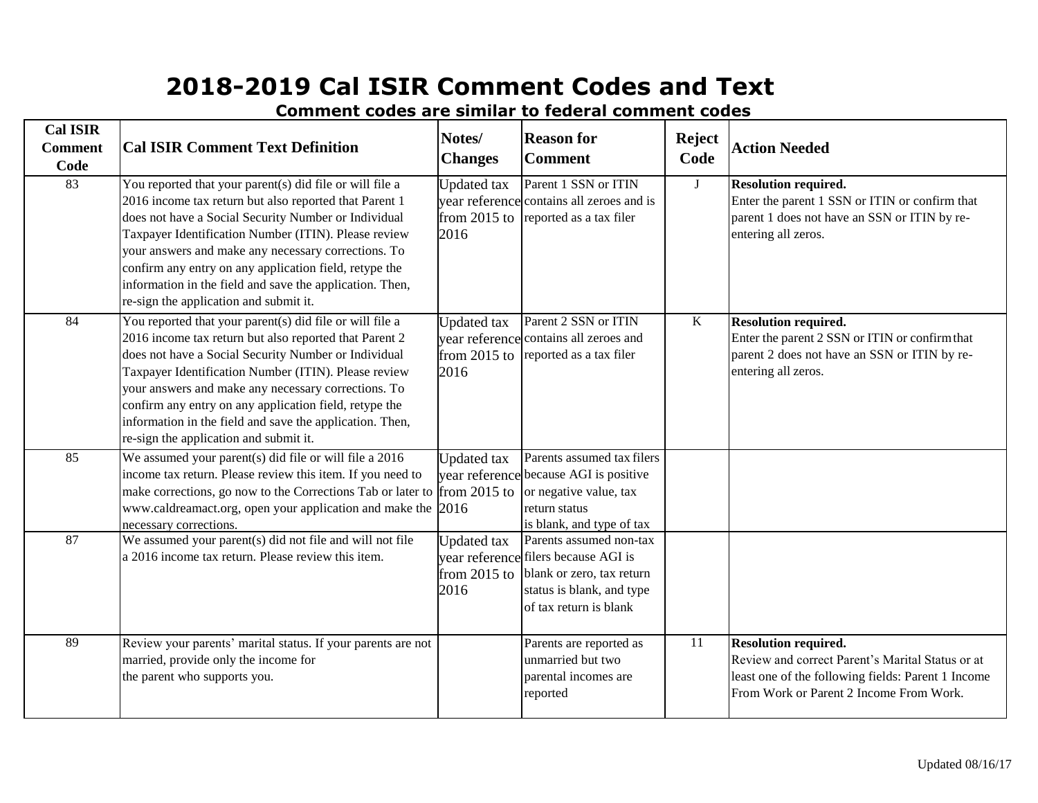# 2018-2019 Cal ISIR Comment Codes and Text

## Comment codes are similar to federal comment codes

| Cal ISIR Comment Code | Cal ISIR Comment Text Definition | Notes/ Changes | Reason for Comment | Reject Code | Action Needed |
|---|---|---|---|---|---|
| 83 | You reported that your parent(s) did file or will file a 2016 income tax return but also reported that Parent 1 does not have a Social Security Number or Individual Taxpayer Identification Number (ITIN). Please review your answers and make any necessary corrections. To confirm any entry on any application field, retype the information in the field and save the application. Then, re-sign the application and submit it. | Updated tax year reference from 2015 to 2016 | Parent 1 SSN or ITIN contains all zeroes and is reported as a tax filer | J | **Resolution required.** Enter the parent 1 SSN or ITIN or confirm that parent 1 does not have an SSN or ITIN by re-entering all zeros. |
| 84 | You reported that your parent(s) did file or will file a 2016 income tax return but also reported that Parent 2 does not have a Social Security Number or Individual Taxpayer Identification Number (ITIN). Please review your answers and make any necessary corrections. To confirm any entry on any application field, retype the information in the field and save the application. Then, re-sign the application and submit it. | Updated tax year reference from 2015 to 2016 | Parent 2 SSN or ITIN contains all zeroes and reported as a tax filer | K | **Resolution required.** Enter the parent 2 SSN or ITIN or confirm that parent 2 does not have an SSN or ITIN by re-entering all zeros. |
| 85 | We assumed your parent(s) did file or will file a 2016 income tax return. Please review this item. If you need to make corrections, go now to the Corrections Tab or later to www.caldreamact.org, open your application and make the necessary corrections. | Updated tax year reference from 2015 to 2016 | Parents assumed tax filers because AGI is positive or negative value, tax return status is blank, and type of tax | | |
| 87 | We assumed your parent(s) did not file and will not file a 2016 income tax return. Please review this item. | Updated tax year reference from 2015 to 2016 | Parents assumed non-tax filers because AGI is blank or zero, tax return status is blank, and type of tax return is blank | | |
| 89 | Review your parents' marital status. If your parents are not married, provide only the income for the parent who supports you. | | Parents are reported as unmarried but two parental incomes are reported | 11 | **Resolution required.** Review and correct Parent's Marital Status or at least one of the following fields: Parent 1 Income From Work or Parent 2 Income From Work. |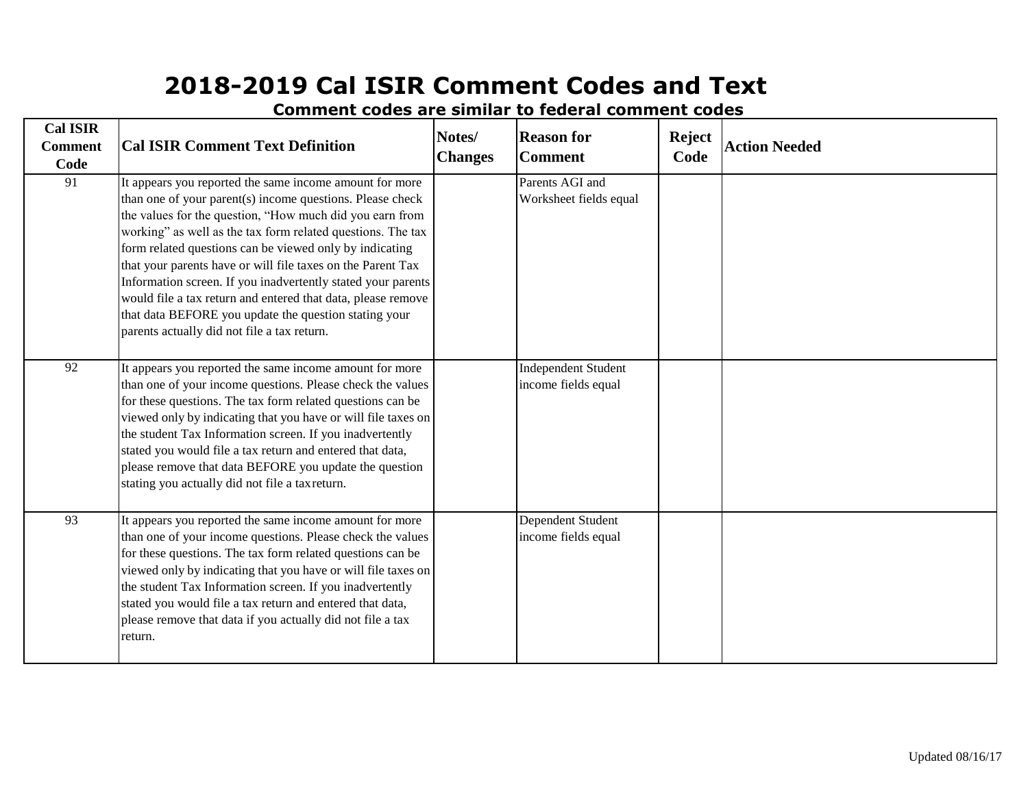# 2018-2019 Cal ISIR Comment Codes and Text

**Comment codes are similar to federal comment codes**

| Cal ISIR Comment Code | Cal ISIR Comment Text Definition | Notes/ Changes | Reason for Comment | Reject Code | Action Needed |
|---|---|---|---|---|---|
| 91 | It appears you reported the same income amount for more than one of your parent(s) income questions. Please check the values for the question, "How much did you earn from working" as well as the tax form related questions. The tax form related questions can be viewed only by indicating that your parents have or will file taxes on the Parent Tax Information screen. If you inadvertently stated your parents would file a tax return and entered that data, please remove that data BEFORE you update the question stating your parents actually did not file a tax return. | | Parents AGI and Worksheet fields equal | | |
| 92 | It appears you reported the same income amount for more than one of your income questions. Please check the values for these questions. The tax form related questions can be viewed only by indicating that you have or will file taxes on the student Tax Information screen. If you inadvertently stated you would file a tax return and entered that data, please remove that data BEFORE you update the question stating you actually did not file a tax return. | | Independent Student income fields equal | | |
| 93 | It appears you reported the same income amount for more than one of your income questions. Please check the values for these questions. The tax form related questions can be viewed only by indicating that you have or will file taxes on the student Tax Information screen. If you inadvertently stated you would file a tax return and entered that data, please remove that data if you actually did not file a tax return. | | Dependent Student income fields equal | | |

Updated 08/16/17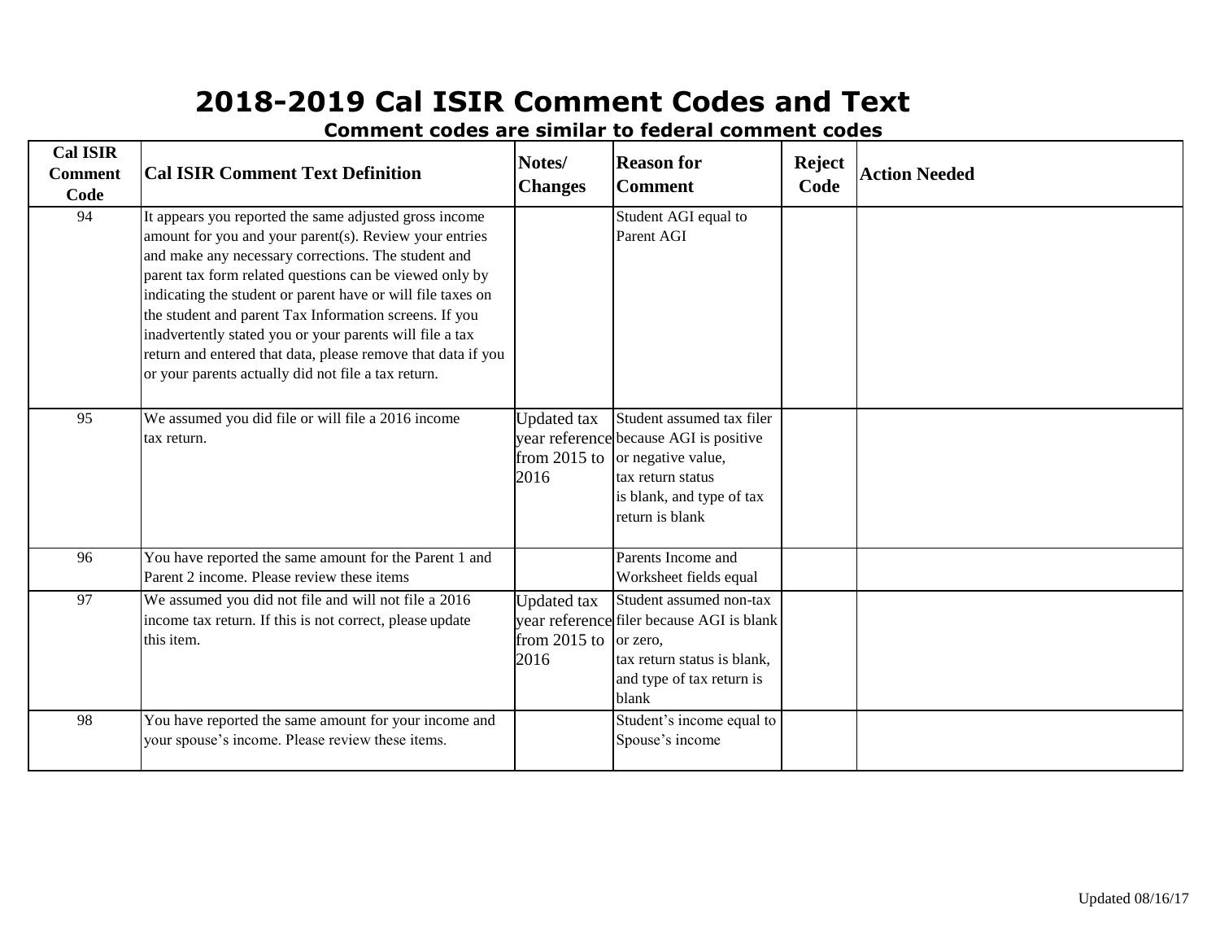# 2018-2019 Cal ISIR Comment Codes and Text

**Comment codes are similar to federal comment codes**

| Cal ISIR Comment Code | Cal ISIR Comment Text Definition | Notes/ Changes | Reason for Comment | Reject Code | Action Needed |
|---|---|---|---|---|---|
| 94 | It appears you reported the same adjusted gross income amount for you and your parent(s). Review your entries and make any necessary corrections. The student and parent tax form related questions can be viewed only by indicating the student or parent have or will file taxes on the student and parent Tax Information screens. If you inadvertently stated you or your parents will file a tax return and entered that data, please remove that data if you or your parents actually did not file a tax return. | | Student AGI equal to Parent AGI | | |
| 95 | We assumed you did file or will file a 2016 income tax return. | Updated tax year reference from 2015 to 2016 | Student assumed tax filer because AGI is positive or negative value, tax return status is blank, and type of tax return is blank | | |
| 96 | You have reported the same amount for the Parent 1 and Parent 2 income. Please review these items | | Parents Income and Worksheet fields equal | | |
| 97 | We assumed you did not file and will not file a 2016 income tax return. If this is not correct, please update this item. | Updated tax year reference from 2015 to 2016 | Student assumed non-tax filer because AGI is blank or zero, tax return status is blank, and type of tax return is blank | | |
| 98 | You have reported the same amount for your income and your spouse's income. Please review these items. | | Student's income equal to Spouse's income | | |

Updated 08/16/17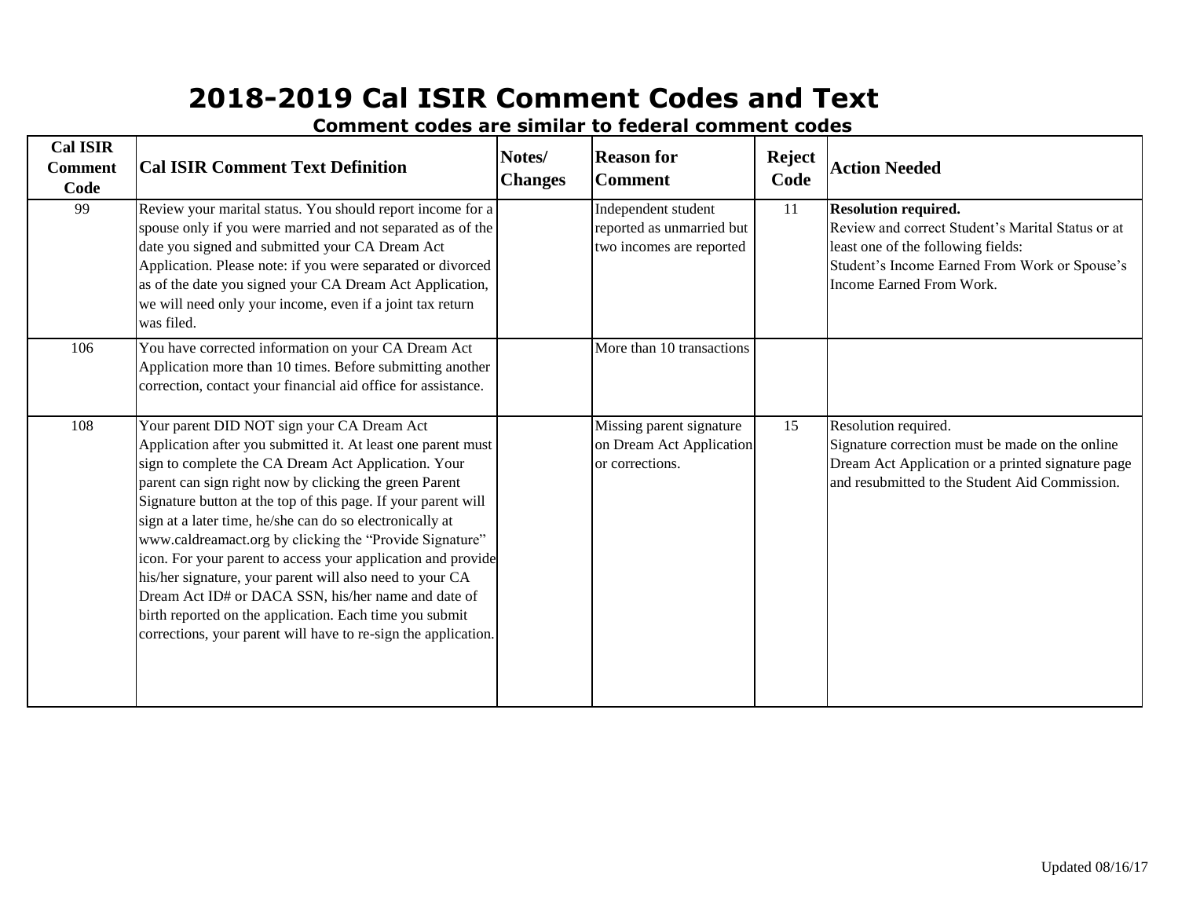# 2018-2019 Cal ISIR Comment Codes and Text

**Comment codes are similar to federal comment codes**

| Cal ISIR Comment Code | Cal ISIR Comment Text Definition | Notes/ Changes | Reason for Comment | Reject Code | Action Needed |
|---|---|---|---|---|---|
| 99 | Review your marital status. You should report income for a spouse only if you were married and not separated as of the date you signed and submitted your CA Dream Act Application. Please note: if you were separated or divorced as of the date you signed your CA Dream Act Application, we will need only your income, even if a joint tax return was filed. | | Independent student reported as unmarried but two incomes are reported | 11 | **Resolution required.** Review and correct Student's Marital Status or at least one of the following fields: Student's Income Earned From Work or Spouse's Income Earned From Work. |
| 106 | You have corrected information on your CA Dream Act Application more than 10 times. Before submitting another correction, contact your financial aid office for assistance. | | More than 10 transactions | | |
| 108 | Your parent DID NOT sign your CA Dream Act Application after you submitted it. At least one parent must sign to complete the CA Dream Act Application. Your parent can sign right now by clicking the green Parent Signature button at the top of this page. If your parent will sign at a later time, he/she can do so electronically at www.caldreamact.org by clicking the "Provide Signature" icon. For your parent to access your application and provide his/her signature, your parent will also need to your CA Dream Act ID# or DACA SSN, his/her name and date of birth reported on the application. Each time you submit corrections, your parent will have to re-sign the application. | | Missing parent signature on Dream Act Application or corrections. | 15 | Resolution required. Signature correction must be made on the online Dream Act Application or a printed signature page and resubmitted to the Student Aid Commission. |

Updated 08/16/17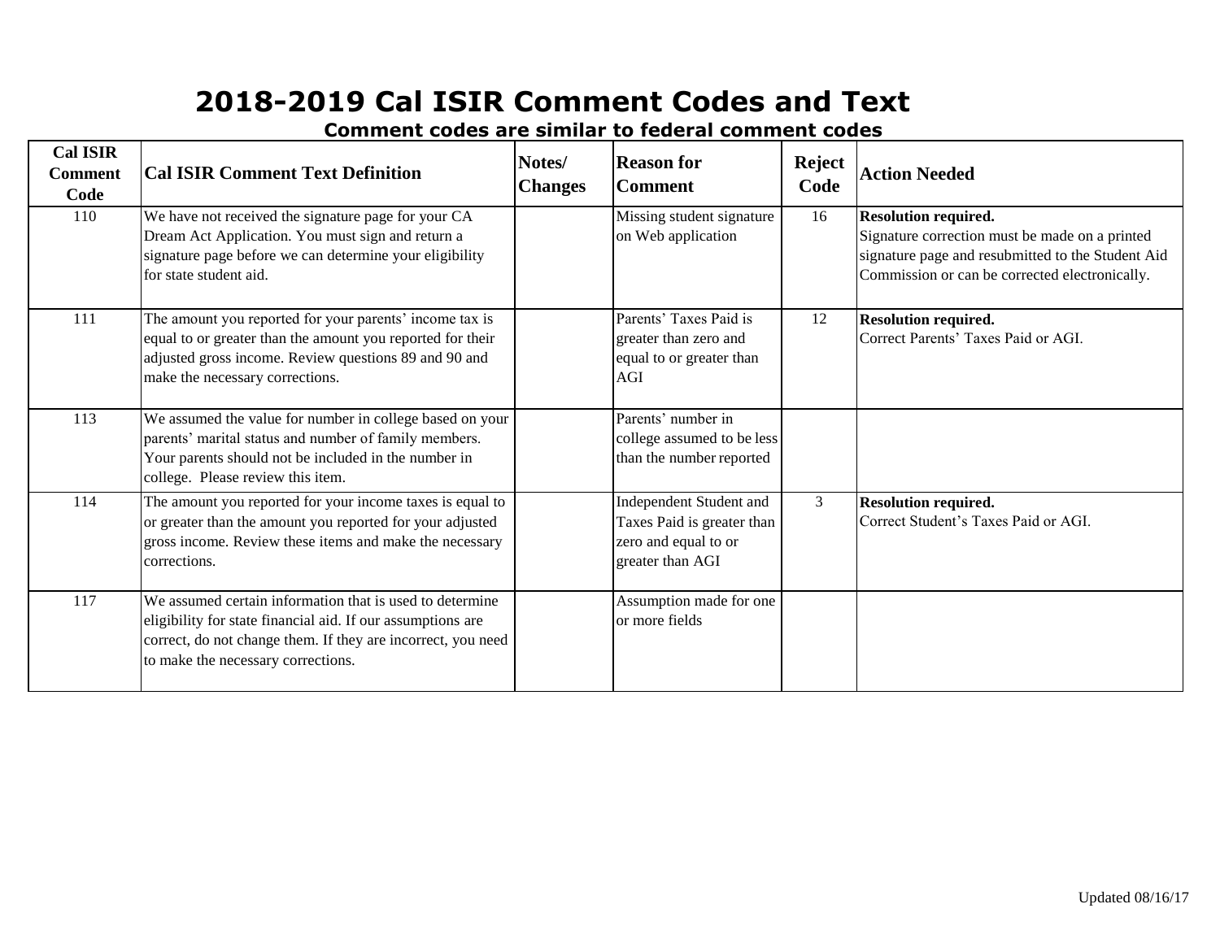# 2018-2019 Cal ISIR Comment Codes and Text

**Comment codes are similar to federal comment codes**

| Cal ISIR Comment Code | Cal ISIR Comment Text Definition | Notes/ Changes | Reason for Comment | Reject Code | Action Needed |
|---|---|---|---|---|---|
| 110 | We have not received the signature page for your CA Dream Act Application. You must sign and return a signature page before we can determine your eligibility for state student aid. | | Missing student signature on Web application | 16 | **Resolution required.** Signature correction must be made on a printed signature page and resubmitted to the Student Aid Commission or can be corrected electronically. |
| 111 | The amount you reported for your parents' income tax is equal to or greater than the amount you reported for their adjusted gross income. Review questions 89 and 90 and make the necessary corrections. | | Parents' Taxes Paid is greater than zero and equal to or greater than AGI | 12 | **Resolution required.** Correct Parents' Taxes Paid or AGI. |
| 113 | We assumed the value for number in college based on your parents' marital status and number of family members. Your parents should not be included in the number in college. Please review this item. | | Parents' number in college assumed to be less than the number reported | | |
| 114 | The amount you reported for your income taxes is equal to or greater than the amount you reported for your adjusted gross income. Review these items and make the necessary corrections. | | Independent Student and Taxes Paid is greater than zero and equal to or greater than AGI | 3 | **Resolution required.** Correct Student's Taxes Paid or AGI. |
| 117 | We assumed certain information that is used to determine eligibility for state financial aid. If our assumptions are correct, do not change them. If they are incorrect, you need to make the necessary corrections. | | Assumption made for one or more fields | | |

Updated 08/16/17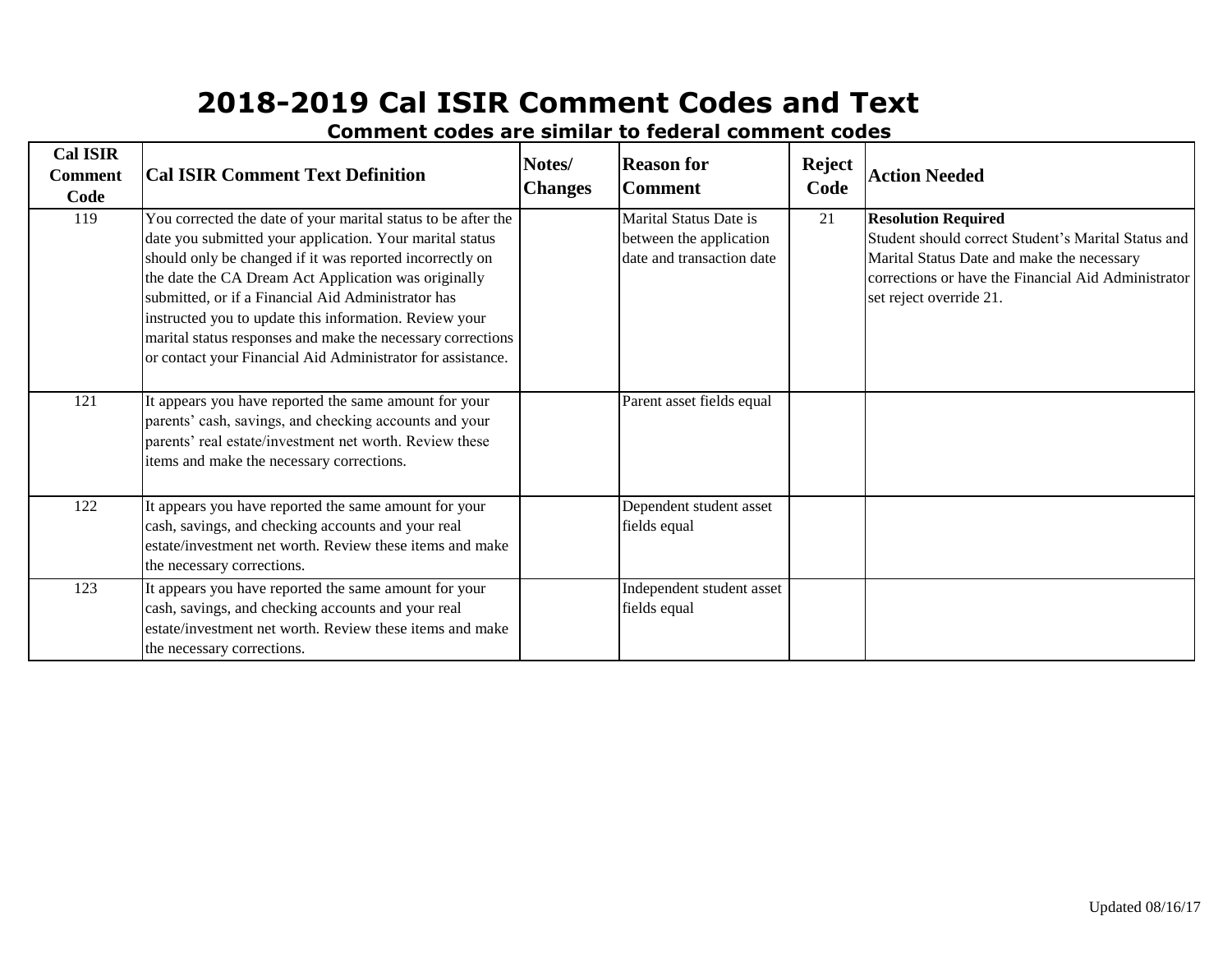# 2018-2019 Cal ISIR Comment Codes and Text

## Comment codes are similar to federal comment codes

| Cal ISIR Comment Code | Cal ISIR Comment Text Definition | Notes/ Changes | Reason for Comment | Reject Code | Action Needed |
|---|---|---|---|---|---|
| 119 | You corrected the date of your marital status to be after the date you submitted your application. Your marital status should only be changed if it was reported incorrectly on the date the CA Dream Act Application was originally submitted, or if a Financial Aid Administrator has instructed you to update this information. Review your marital status responses and make the necessary corrections or contact your Financial Aid Administrator for assistance. | | Marital Status Date is between the application date and transaction date | 21 | **Resolution Required** Student should correct Student's Marital Status and Marital Status Date and make the necessary corrections or have the Financial Aid Administrator set reject override 21. |
| 121 | It appears you have reported the same amount for your parents' cash, savings, and checking accounts and your parents' real estate/investment net worth. Review these items and make the necessary corrections. | | Parent asset fields equal | | |
| 122 | It appears you have reported the same amount for your cash, savings, and checking accounts and your real estate/investment net worth. Review these items and make the necessary corrections. | | Dependent student asset fields equal | | |
| 123 | It appears you have reported the same amount for your cash, savings, and checking accounts and your real estate/investment net worth. Review these items and make the necessary corrections. | | Independent student asset fields equal | | |

Updated 08/16/17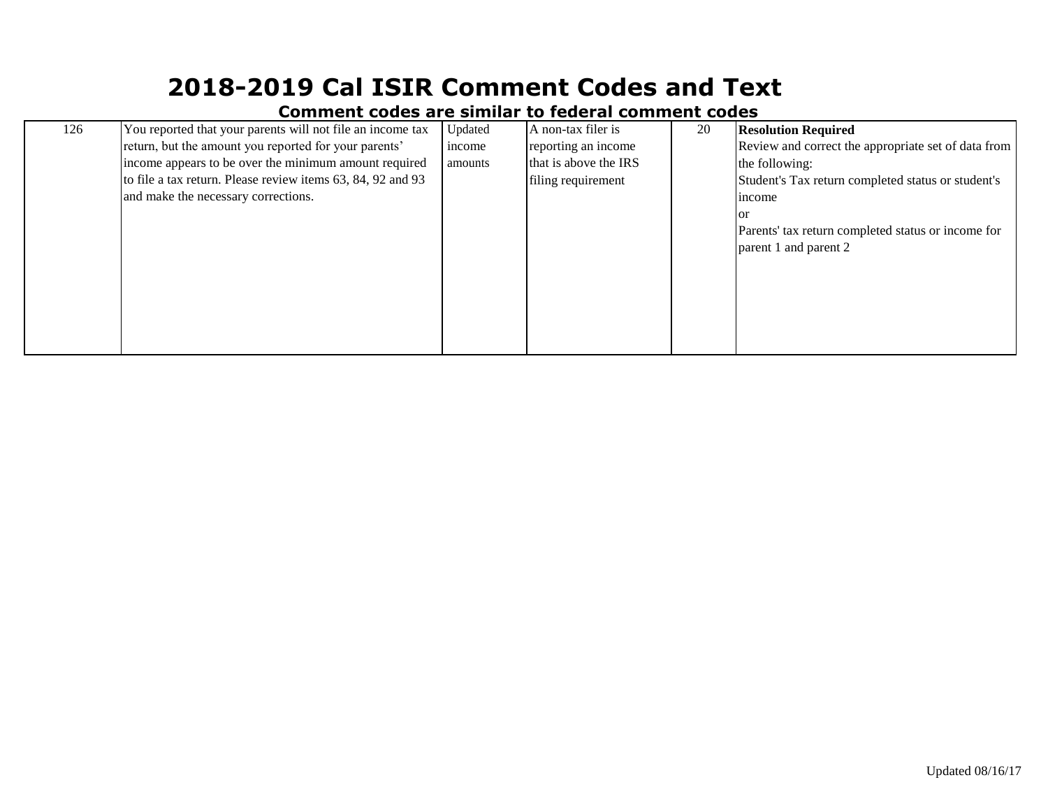# 2018-2019 Cal ISIR Comment Codes and Text

## Comment codes are similar to federal comment codes

| | | | | | |
|---|---|---|---|---|---|
| 126 | You reported that your parents will not file an income tax return, but the amount you reported for your parents' income appears to be over the minimum amount required to file a tax return. Please review items 63, 84, 92 and 93 and make the necessary corrections. | Updated income amounts | A non-tax filer is reporting an income that is above the IRS filing requirement | 20 | **Resolution Required**<br>Review and correct the appropriate set of data from the following:<br>Student's Tax return completed status or student's income<br>or<br>Parents' tax return completed status or income for parent 1 and parent 2 |

Updated 08/16/17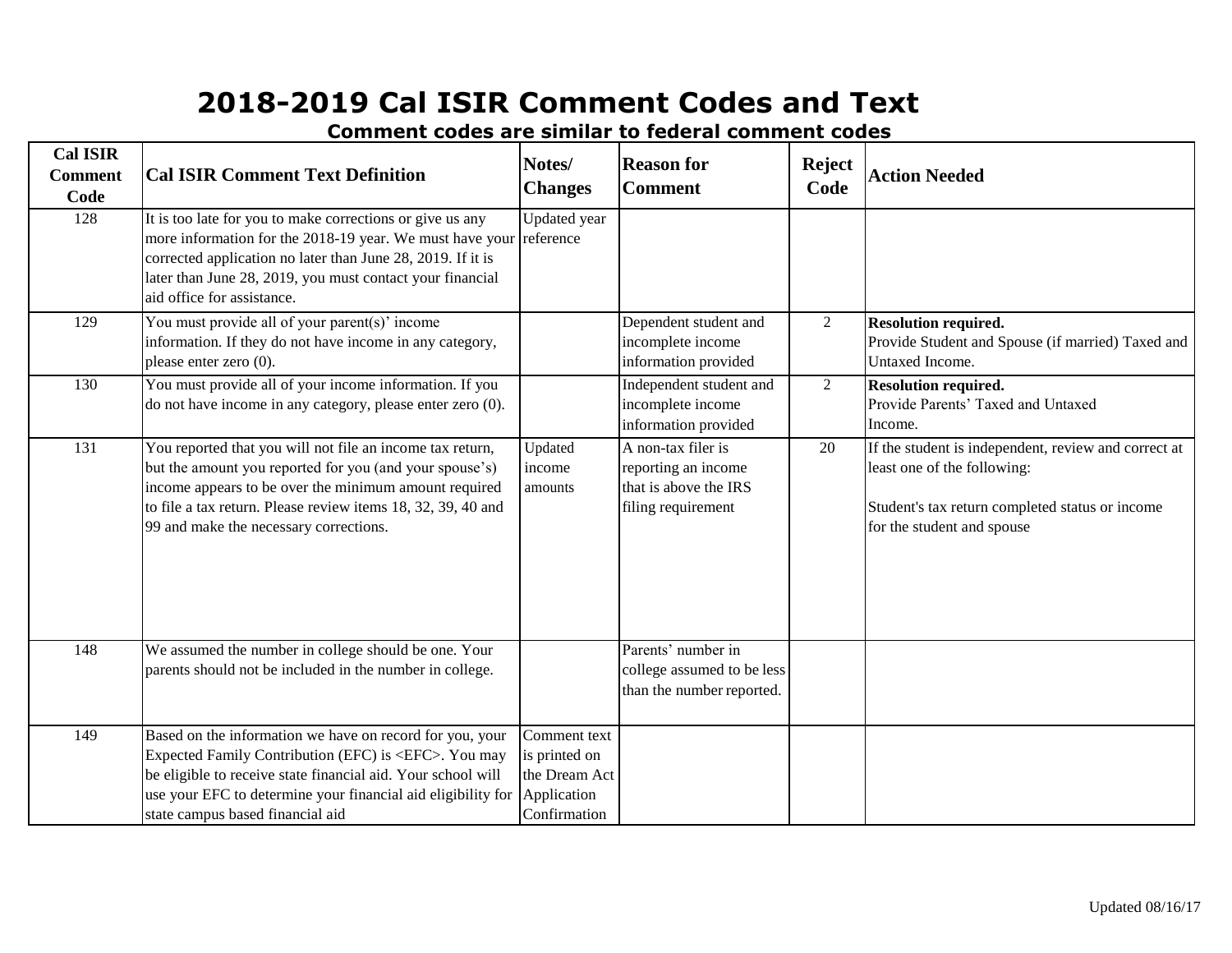# 2018-2019 Cal ISIR Comment Codes and Text

## Comment codes are similar to federal comment codes

| Cal ISIR Comment Code | Cal ISIR Comment Text Definition | Notes/ Changes | Reason for Comment | Reject Code | Action Needed |
|---|---|---|---|---|---|
| 128 | It is too late for you to make corrections or give us any more information for the 2018-19 year. We must have your corrected application no later than June 28, 2019. If it is later than June 28, 2019, you must contact your financial aid office for assistance. | Updated year reference | | | |
| 129 | You must provide all of your parent(s)' income information. If they do not have income in any category, please enter zero (0). | | Dependent student and incomplete income information provided | 2 | **Resolution required.** Provide Student and Spouse (if married) Taxed and Untaxed Income. |
| 130 | You must provide all of your income information. If you do not have income in any category, please enter zero (0). | | Independent student and incomplete income information provided | 2 | **Resolution required.** Provide Parents' Taxed and Untaxed Income. |
| 131 | You reported that you will not file an income tax return, but the amount you reported for you (and your spouse's) income appears to be over the minimum amount required to file a tax return. Please review items 18, 32, 39, 40 and 99 and make the necessary corrections. | Updated income amounts | A non-tax filer is reporting an income that is above the IRS filing requirement | 20 | If the student is independent, review and correct at least one of the following:<br><br>Student's tax return completed status or income for the student and spouse |
| 148 | We assumed the number in college should be one. Your parents should not be included in the number in college. | | Parents' number in college assumed to be less than the number reported. | | |
| 149 | Based on the information we have on record for you, your Expected Family Contribution (EFC) is <EFC>. You may be eligible to receive state financial aid. Your school will use your EFC to determine your financial aid eligibility for state campus based financial aid | Comment text is printed on the Dream Act Application Confirmation | | | |

Updated 08/16/17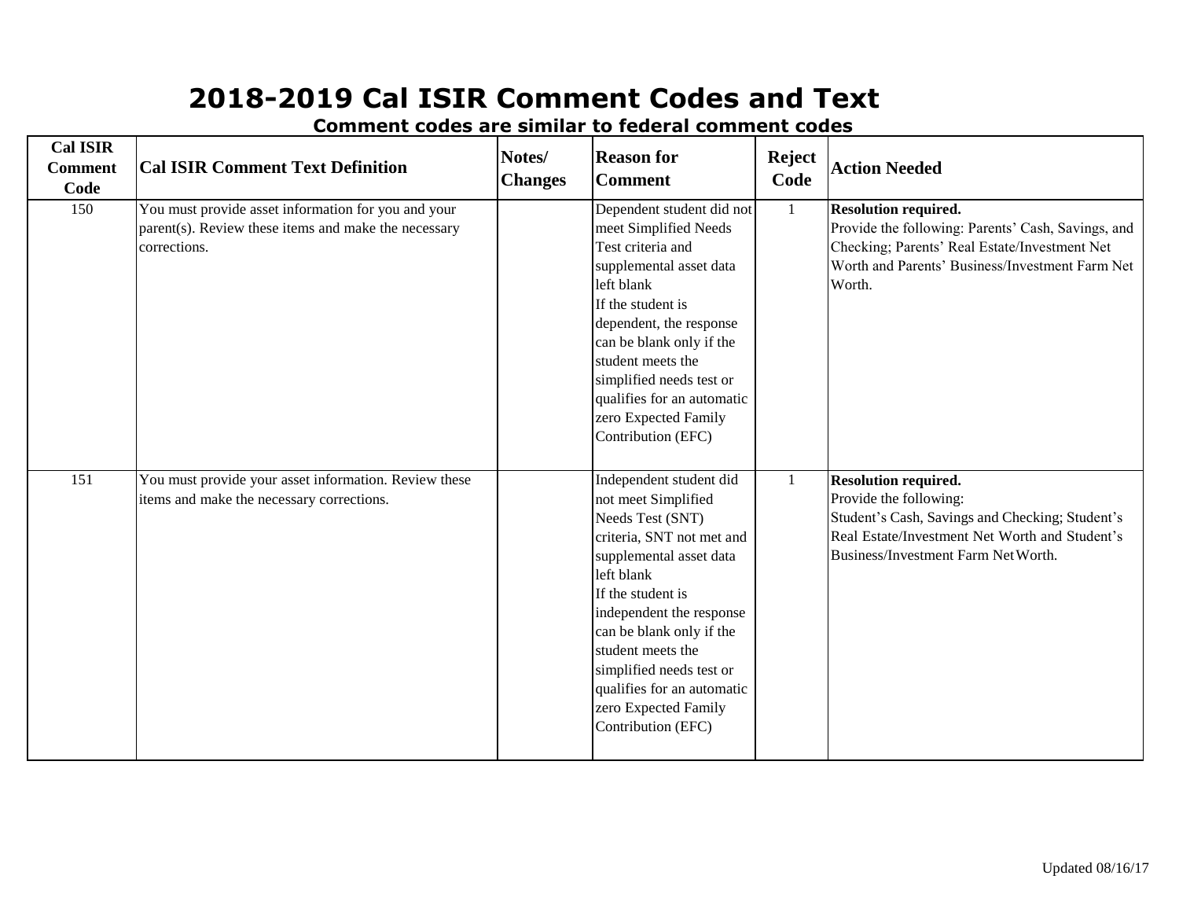# 2018-2019 Cal ISIR Comment Codes and Text

**Comment codes are similar to federal comment codes**

| Cal ISIR Comment Code | Cal ISIR Comment Text Definition | Notes/ Changes | Reason for Comment | Reject Code | Action Needed |
|---|---|---|---|---|---|
| 150 | You must provide asset information for you and your parent(s). Review these items and make the necessary corrections. | | Dependent student did not meet Simplified Needs Test criteria and supplemental asset data left blank<br>If the student is dependent, the response can be blank only if the student meets the simplified needs test or qualifies for an automatic zero Expected Family Contribution (EFC) | 1 | **Resolution required.**<br>Provide the following: Parents' Cash, Savings, and Checking; Parents' Real Estate/Investment Net Worth and Parents' Business/Investment Farm Net Worth. |
| 151 | You must provide your asset information. Review these items and make the necessary corrections. | | Independent student did not meet Simplified Needs Test (SNT) criteria, SNT not met and supplemental asset data left blank<br>If the student is independent the response can be blank only if the student meets the simplified needs test or qualifies for an automatic zero Expected Family Contribution (EFC) | 1 | **Resolution required.**<br>Provide the following:<br>Student's Cash, Savings and Checking; Student's Real Estate/Investment Net Worth and Student's Business/Investment Farm NetWorth. |

Updated 08/16/17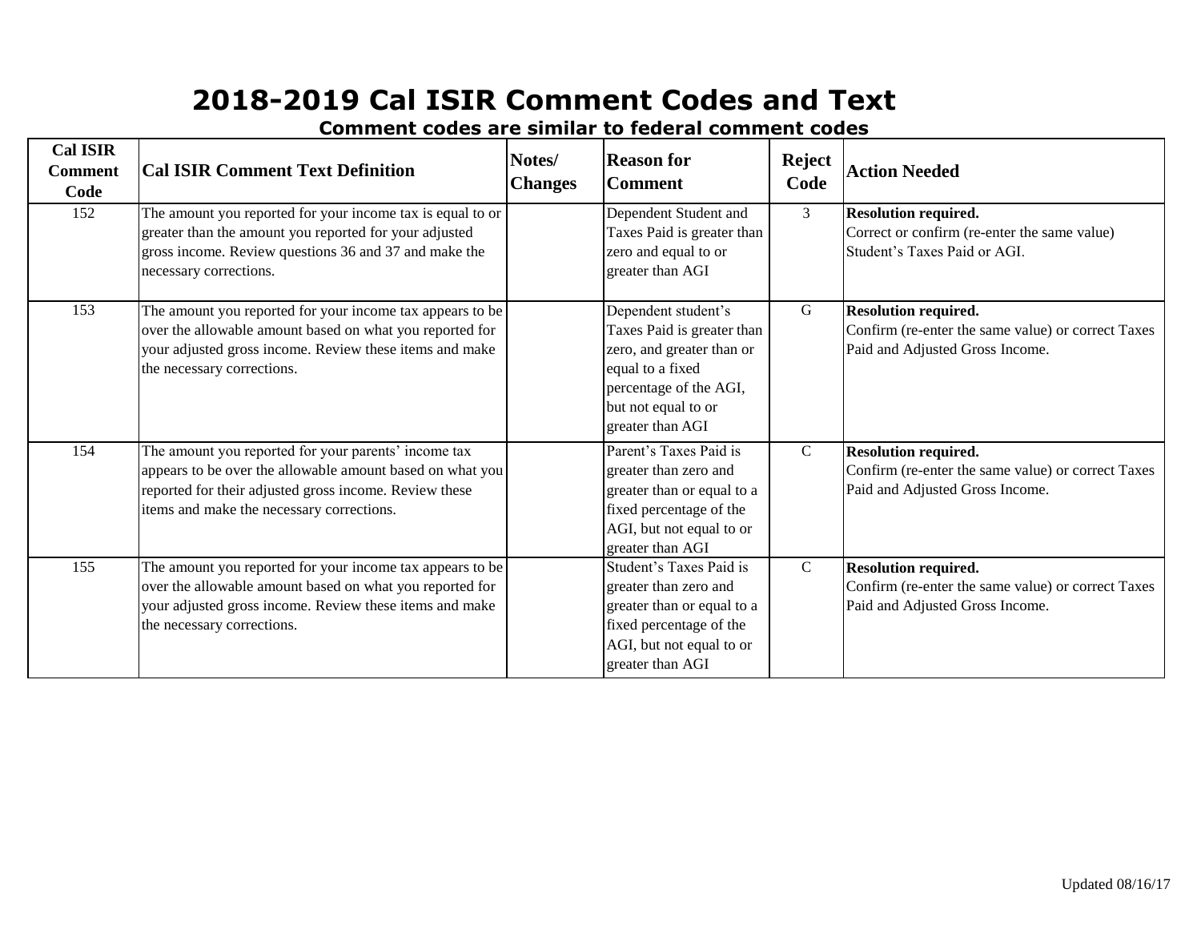# 2018-2019 Cal ISIR Comment Codes and Text

### Comment codes are similar to federal comment codes

| Cal ISIR Comment Code | Cal ISIR Comment Text Definition | Notes/ Changes | Reason for Comment | Reject Code | Action Needed |
|---|---|---|---|---|---|
| 152 | The amount you reported for your income tax is equal to or greater than the amount you reported for your adjusted gross income. Review questions 36 and 37 and make the necessary corrections. | | Dependent Student and Taxes Paid is greater than zero and equal to or greater than AGI | 3 | **Resolution required.** Correct or confirm (re-enter the same value) Student's Taxes Paid or AGI. |
| 153 | The amount you reported for your income tax appears to be over the allowable amount based on what you reported for your adjusted gross income. Review these items and make the necessary corrections. | | Dependent student's Taxes Paid is greater than zero, and greater than or equal to a fixed percentage of the AGI, but not equal to or greater than AGI | G | **Resolution required.** Confirm (re-enter the same value) or correct Taxes Paid and Adjusted Gross Income. |
| 154 | The amount you reported for your parents' income tax appears to be over the allowable amount based on what you reported for their adjusted gross income. Review these items and make the necessary corrections. | | Parent's Taxes Paid is greater than zero and greater than or equal to a fixed percentage of the AGI, but not equal to or greater than AGI | C | **Resolution required.** Confirm (re-enter the same value) or correct Taxes Paid and Adjusted Gross Income. |
| 155 | The amount you reported for your income tax appears to be over the allowable amount based on what you reported for your adjusted gross income. Review these items and make the necessary corrections. | | Student's Taxes Paid is greater than zero and greater than or equal to a fixed percentage of the AGI, but not equal to or greater than AGI | C | **Resolution required.** Confirm (re-enter the same value) or correct Taxes Paid and Adjusted Gross Income. |

Updated 08/16/17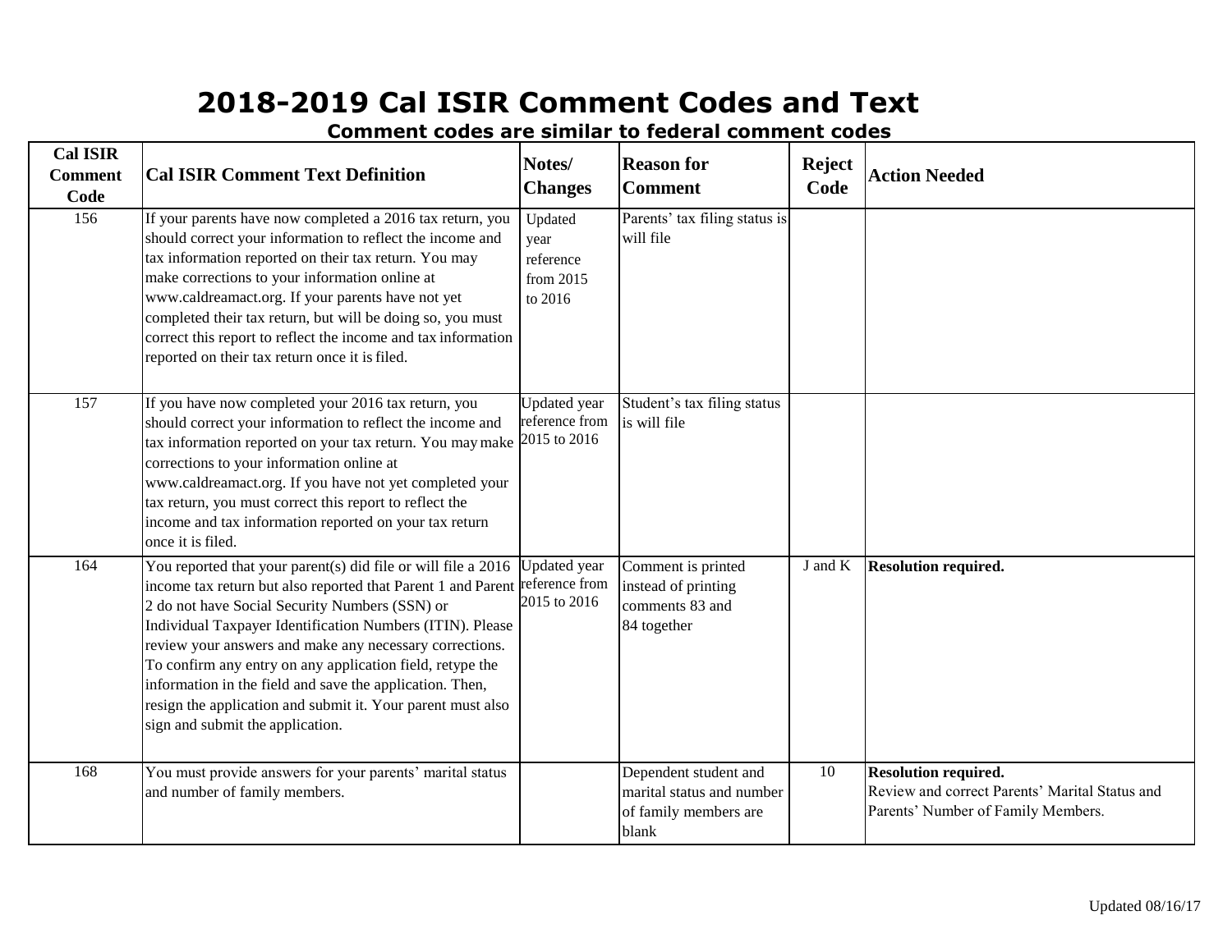# 2018-2019 Cal ISIR Comment Codes and Text

**Comment codes are similar to federal comment codes**

| Cal ISIR Comment Code | Cal ISIR Comment Text Definition | Notes/ Changes | Reason for Comment | Reject Code | Action Needed |
|---|---|---|---|---|---|
| 156 | If your parents have now completed a 2016 tax return, you should correct your information to reflect the income and tax information reported on their tax return. You may make corrections to your information online at www.caldreamact.org. If your parents have not yet completed their tax return, but will be doing so, you must correct this report to reflect the income and tax information reported on their tax return once it is filed. | Updated year reference from 2015 to 2016 | Parents' tax filing status is will file | | |
| 157 | If you have now completed your 2016 tax return, you should correct your information to reflect the income and tax information reported on your tax return. You may make corrections to your information online at www.caldreamact.org. If you have not yet completed your tax return, you must correct this report to reflect the income and tax information reported on your tax return once it is filed. | Updated year reference from 2015 to 2016 | Student's tax filing status is will file | | |
| 164 | You reported that your parent(s) did file or will file a 2016 income tax return but also reported that Parent 1 and Parent 2 do not have Social Security Numbers (SSN) or Individual Taxpayer Identification Numbers (ITIN). Please review your answers and make any necessary corrections. To confirm any entry on any application field, retype the information in the field and save the application. Then, resign the application and submit it. Your parent must also sign and submit the application. | Updated year reference from 2015 to 2016 | Comment is printed instead of printing comments 83 and 84 together | J and K | **Resolution required.** |
| 168 | You must provide answers for your parents' marital status and number of family members. | | Dependent student and marital status and number of family members are blank | 10 | **Resolution required.** Review and correct Parents' Marital Status and Parents' Number of Family Members. |

Updated 08/16/17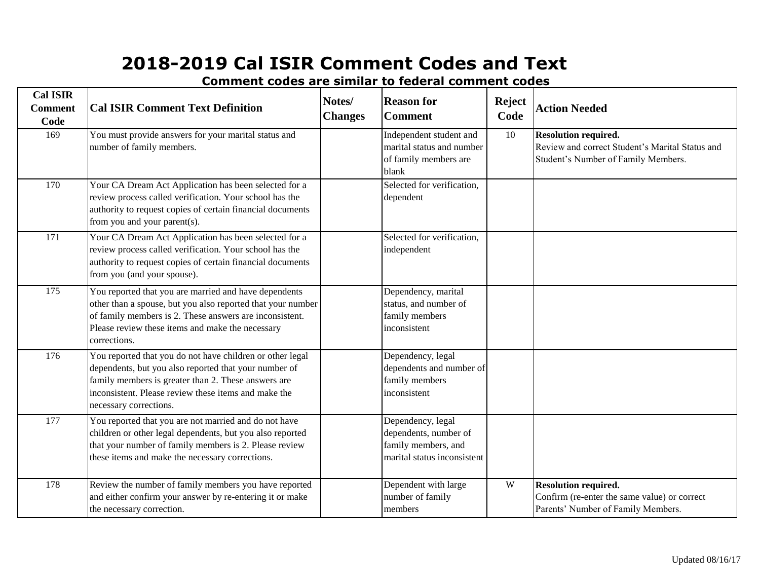# 2018-2019 Cal ISIR Comment Codes and Text

**Comment codes are similar to federal comment codes**

| Cal ISIR Comment Code | Cal ISIR Comment Text Definition | Notes/ Changes | Reason for Comment | Reject Code | Action Needed |
|---|---|---|---|---|---|
| 169 | You must provide answers for your marital status and number of family members. | | Independent student and marital status and number of family members are blank | 10 | **Resolution required.** Review and correct Student's Marital Status and Student's Number of Family Members. |
| 170 | Your CA Dream Act Application has been selected for a review process called verification. Your school has the authority to request copies of certain financial documents from you and your parent(s). | | Selected for verification, dependent | | |
| 171 | Your CA Dream Act Application has been selected for a review process called verification. Your school has the authority to request copies of certain financial documents from you (and your spouse). | | Selected for verification, independent | | |
| 175 | You reported that you are married and have dependents other than a spouse, but you also reported that your number of family members is 2. These answers are inconsistent. Please review these items and make the necessary corrections. | | Dependency, marital status, and number of family members inconsistent | | |
| 176 | You reported that you do not have children or other legal dependents, but you also reported that your number of family members is greater than 2. These answers are inconsistent. Please review these items and make the necessary corrections. | | Dependency, legal dependents and number of family members inconsistent | | |
| 177 | You reported that you are not married and do not have children or other legal dependents, but you also reported that your number of family members is 2. Please review these items and make the necessary corrections. | | Dependency, legal dependents, number of family members, and marital status inconsistent | | |
| 178 | Review the number of family members you have reported and either confirm your answer by re-entering it or make the necessary correction. | | Dependent with large number of family members | W | **Resolution required.** Confirm (re-enter the same value) or correct Parents' Number of Family Members. |

Updated 08/16/17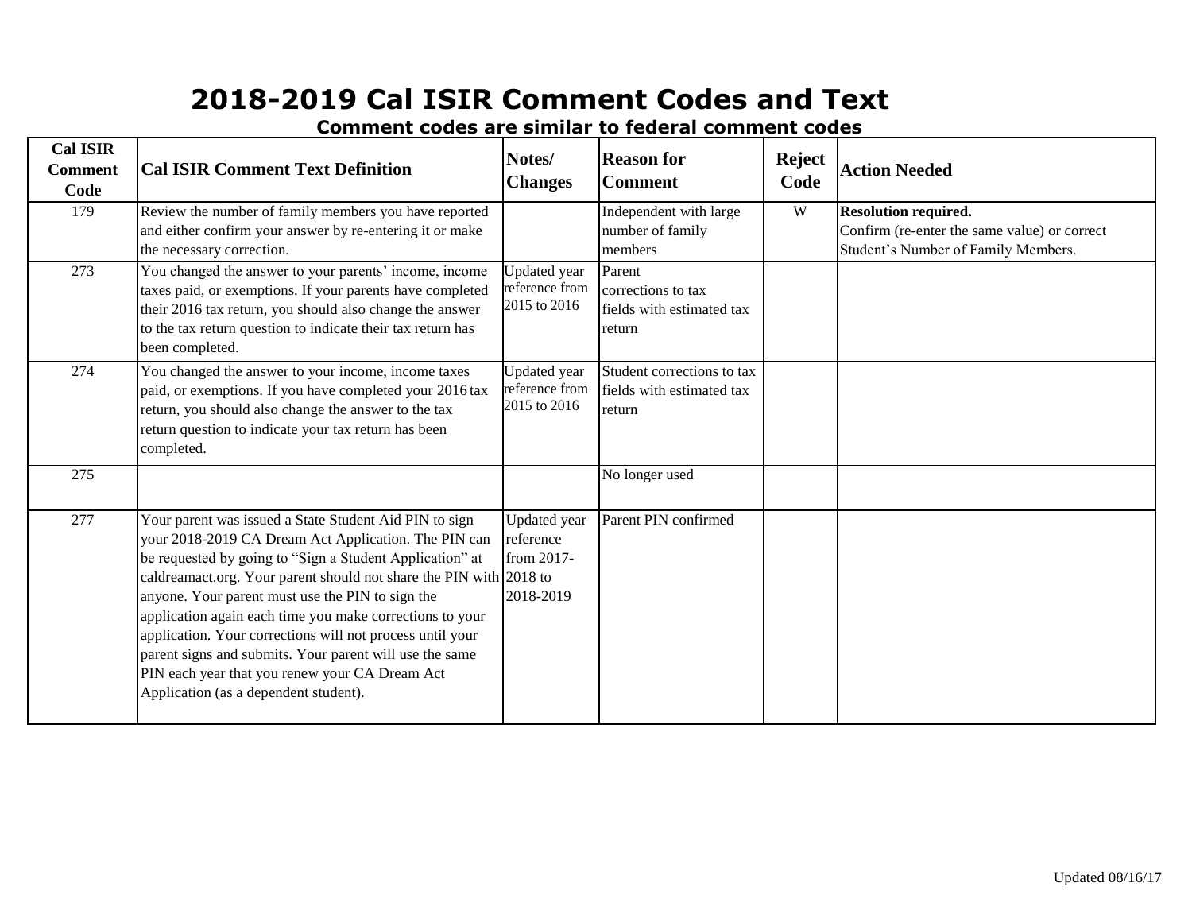# 2018-2019 Cal ISIR Comment Codes and Text

**Comment codes are similar to federal comment codes**

| Cal ISIR Comment Code | Cal ISIR Comment Text Definition | Notes/ Changes | Reason for Comment | Reject Code | Action Needed |
|---|---|---|---|---|---|
| 179 | Review the number of family members you have reported and either confirm your answer by re-entering it or make the necessary correction. | | Independent with large number of family members | W | **Resolution required.** Confirm (re-enter the same value) or correct Student's Number of Family Members. |
| 273 | You changed the answer to your parents' income, income taxes paid, or exemptions. If your parents have completed their 2016 tax return, you should also change the answer to the tax return question to indicate their tax return has been completed. | Updated year reference from 2015 to 2016 | Parent corrections to tax fields with estimated tax return | | |
| 274 | You changed the answer to your income, income taxes paid, or exemptions. If you have completed your 2016 tax return, you should also change the answer to the tax return question to indicate your tax return has been completed. | Updated year reference from 2015 to 2016 | Student corrections to tax fields with estimated tax return | | |
| 275 | | | No longer used | | |
| 277 | Your parent was issued a State Student Aid PIN to sign your 2018-2019 CA Dream Act Application. The PIN can be requested by going to "Sign a Student Application" at caldreamact.org. Your parent should not share the PIN with anyone. Your parent must use the PIN to sign the application again each time you make corrections to your application. Your corrections will not process until your parent signs and submits. Your parent will use the same PIN each year that you renew your CA Dream Act Application (as a dependent student). | Updated year reference from 2017-2018 to 2018-2019 | Parent PIN confirmed | | |

Updated 08/16/17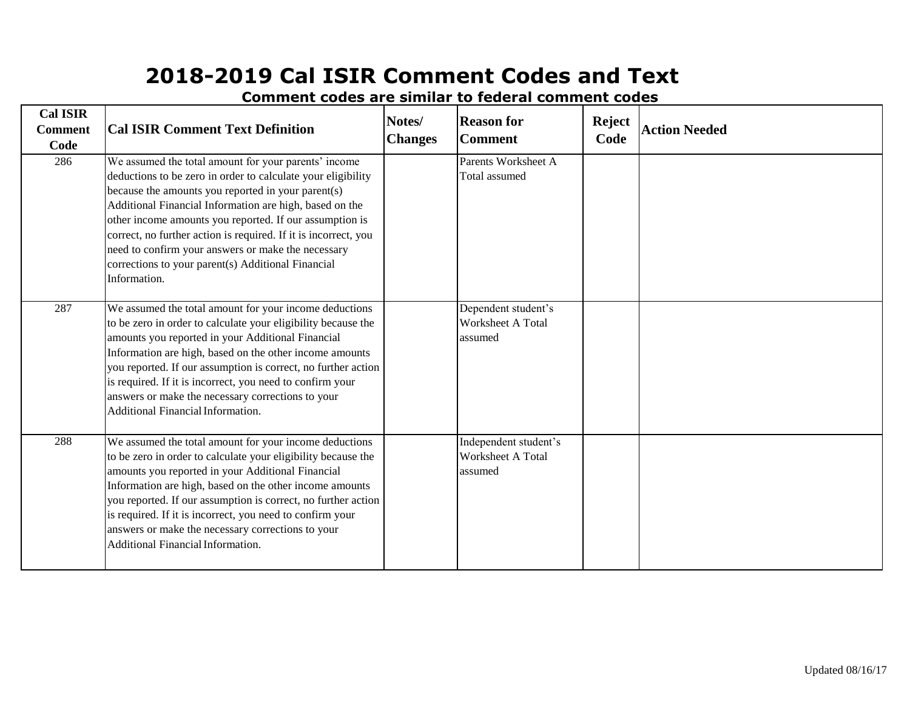# 2018-2019 Cal ISIR Comment Codes and Text

**Comment codes are similar to federal comment codes**

| Cal ISIR Comment Code | Cal ISIR Comment Text Definition | Notes/ Changes | Reason for Comment | Reject Code | Action Needed |
|---|---|---|---|---|---|
| 286 | We assumed the total amount for your parents' income deductions to be zero in order to calculate your eligibility because the amounts you reported in your parent(s) Additional Financial Information are high, based on the other income amounts you reported. If our assumption is correct, no further action is required. If it is incorrect, you need to confirm your answers or make the necessary corrections to your parent(s) Additional Financial Information. | | Parents Worksheet A Total assumed | | |
| 287 | We assumed the total amount for your income deductions to be zero in order to calculate your eligibility because the amounts you reported in your Additional Financial Information are high, based on the other income amounts you reported. If our assumption is correct, no further action is required. If it is incorrect, you need to confirm your answers or make the necessary corrections to your Additional Financial Information. | | Dependent student's Worksheet A Total assumed | | |
| 288 | We assumed the total amount for your income deductions to be zero in order to calculate your eligibility because the amounts you reported in your Additional Financial Information are high, based on the other income amounts you reported. If our assumption is correct, no further action is required. If it is incorrect, you need to confirm your answers or make the necessary corrections to your Additional Financial Information. | | Independent student's Worksheet A Total assumed | | |

Updated 08/16/17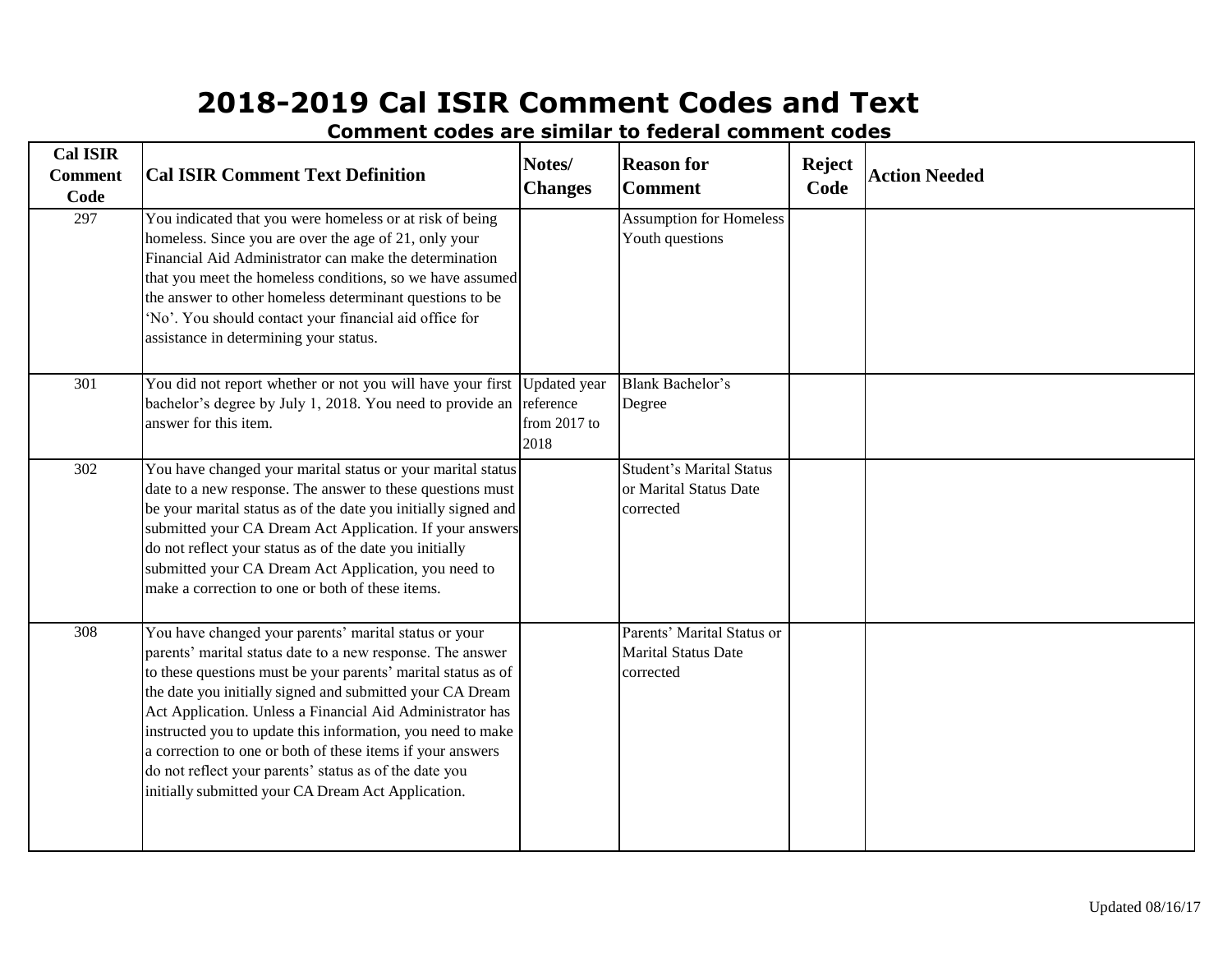# 2018-2019 Cal ISIR Comment Codes and Text

**Comment codes are similar to federal comment codes**

| Cal ISIR Comment Code | Cal ISIR Comment Text Definition | Notes/ Changes | Reason for Comment | Reject Code | Action Needed |
|---|---|---|---|---|---|
| 297 | You indicated that you were homeless or at risk of being homeless. Since you are over the age of 21, only your Financial Aid Administrator can make the determination that you meet the homeless conditions, so we have assumed the answer to other homeless determinant questions to be 'No'. You should contact your financial aid office for assistance in determining your status. | | Assumption for Homeless Youth questions | | |
| 301 | You did not report whether or not you will have your first bachelor's degree by July 1, 2018. You need to provide an answer for this item. | Updated year reference from 2017 to 2018 | Blank Bachelor's Degree | | |
| 302 | You have changed your marital status or your marital status date to a new response. The answer to these questions must be your marital status as of the date you initially signed and submitted your CA Dream Act Application. If your answers do not reflect your status as of the date you initially submitted your CA Dream Act Application, you need to make a correction to one or both of these items. | | Student's Marital Status or Marital Status Date corrected | | |
| 308 | You have changed your parents' marital status or your parents' marital status date to a new response. The answer to these questions must be your parents' marital status as of the date you initially signed and submitted your CA Dream Act Application. Unless a Financial Aid Administrator has instructed you to update this information, you need to make a correction to one or both of these items if your answers do not reflect your parents' status as of the date you initially submitted your CA Dream Act Application. | | Parents' Marital Status or Marital Status Date corrected | | |

Updated 08/16/17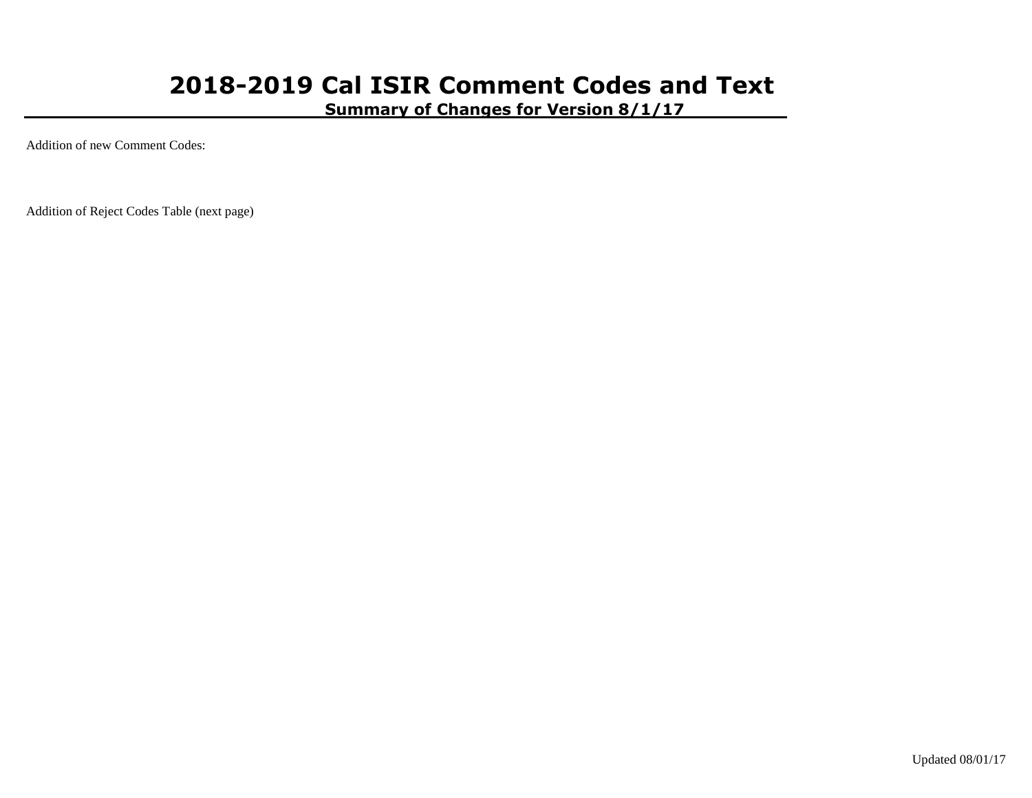# 2018-2019 Cal ISIR Comment Codes and Text

## Summary of Changes for Version 8/1/17

Addition of new Comment Codes:

Addition of Reject Codes Table (next page)

Updated 08/01/17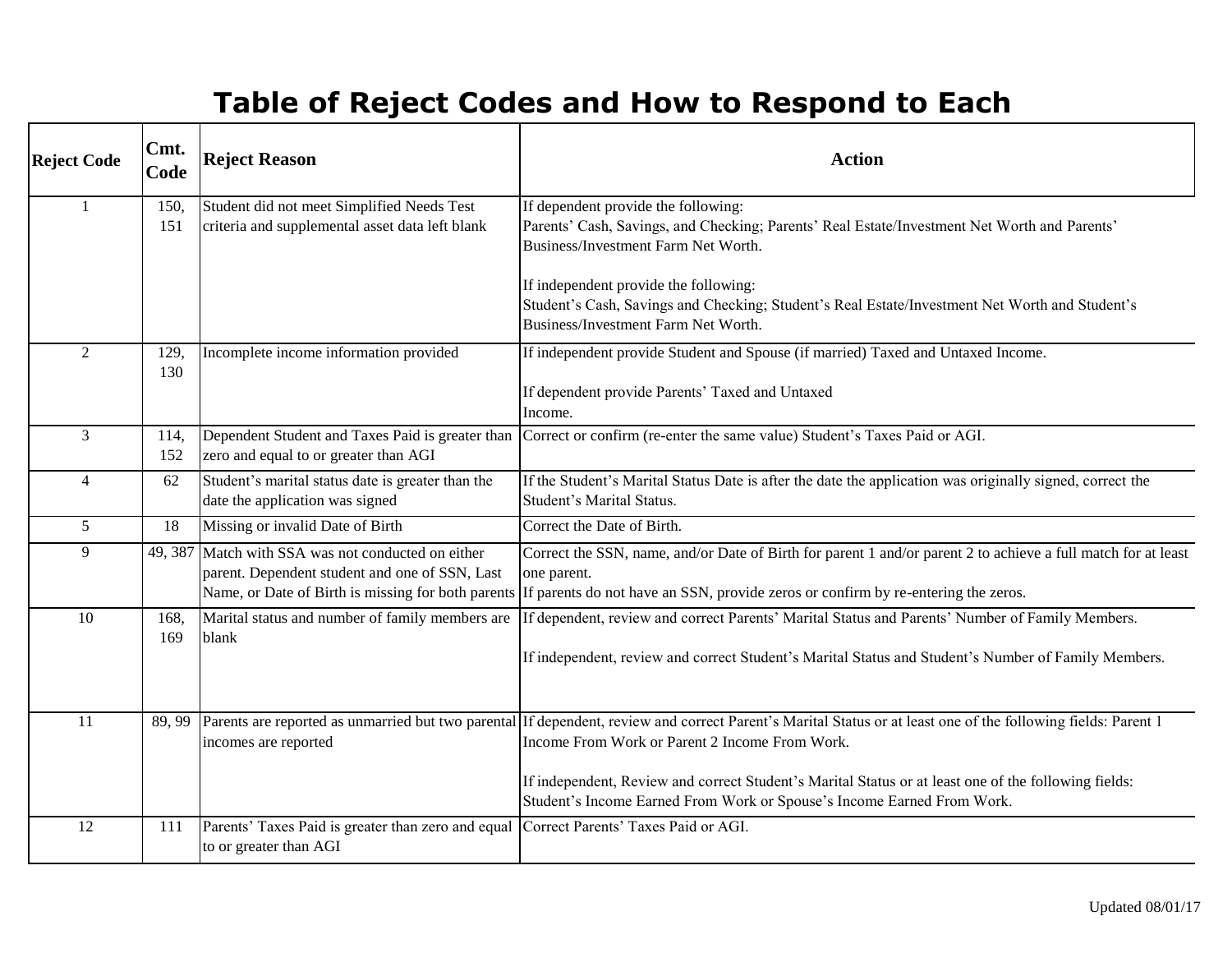# Table of Reject Codes and How to Respond to Each

| Reject Code | Cmt. Code | Reject Reason | Action |
|---|---|---|---|
| 1 | 150, 151 | Student did not meet Simplified Needs Test criteria and supplemental asset data left blank | If dependent provide the following:<br>Parents' Cash, Savings, and Checking; Parents' Real Estate/Investment Net Worth and Parents' Business/Investment Farm Net Worth.<br><br>If independent provide the following:<br>Student's Cash, Savings and Checking; Student's Real Estate/Investment Net Worth and Student's Business/Investment Farm Net Worth. |
| 2 | 129, 130 | Incomplete income information provided | If independent provide Student and Spouse (if married) Taxed and Untaxed Income.<br><br>If dependent provide Parents' Taxed and Untaxed Income. |
| 3 | 114, 152 | Dependent Student and Taxes Paid is greater than zero and equal to or greater than AGI | Correct or confirm (re-enter the same value) Student's Taxes Paid or AGI. |
| 4 | 62 | Student's marital status date is greater than the date the application was signed | If the Student's Marital Status Date is after the date the application was originally signed, correct the Student's Marital Status. |
| 5 | 18 | Missing or invalid Date of Birth | Correct the Date of Birth. |
| 9 | 49, 387 | Match with SSA was not conducted on either parent. Dependent student and one of SSN, Last Name, or Date of Birth is missing for both parents | Correct the SSN, name, and/or Date of Birth for parent 1 and/or parent 2 to achieve a full match for at least one parent.<br>If parents do not have an SSN, provide zeros or confirm by re-entering the zeros. |
| 10 | 168, 169 | Marital status and number of family members are blank | If dependent, review and correct Parents' Marital Status and Parents' Number of Family Members.<br><br>If independent, review and correct Student's Marital Status and Student's Number of Family Members. |
| 11 | 89, 99 | Parents are reported as unmarried but two parental incomes are reported | If dependent, review and correct Parent's Marital Status or at least one of the following fields: Parent 1 Income From Work or Parent 2 Income From Work.<br><br>If independent, Review and correct Student's Marital Status or at least one of the following fields: Student's Income Earned From Work or Spouse's Income Earned From Work. |
| 12 | 111 | Parents' Taxes Paid is greater than zero and equal to or greater than AGI | Correct Parents' Taxes Paid or AGI. |

Updated 08/01/17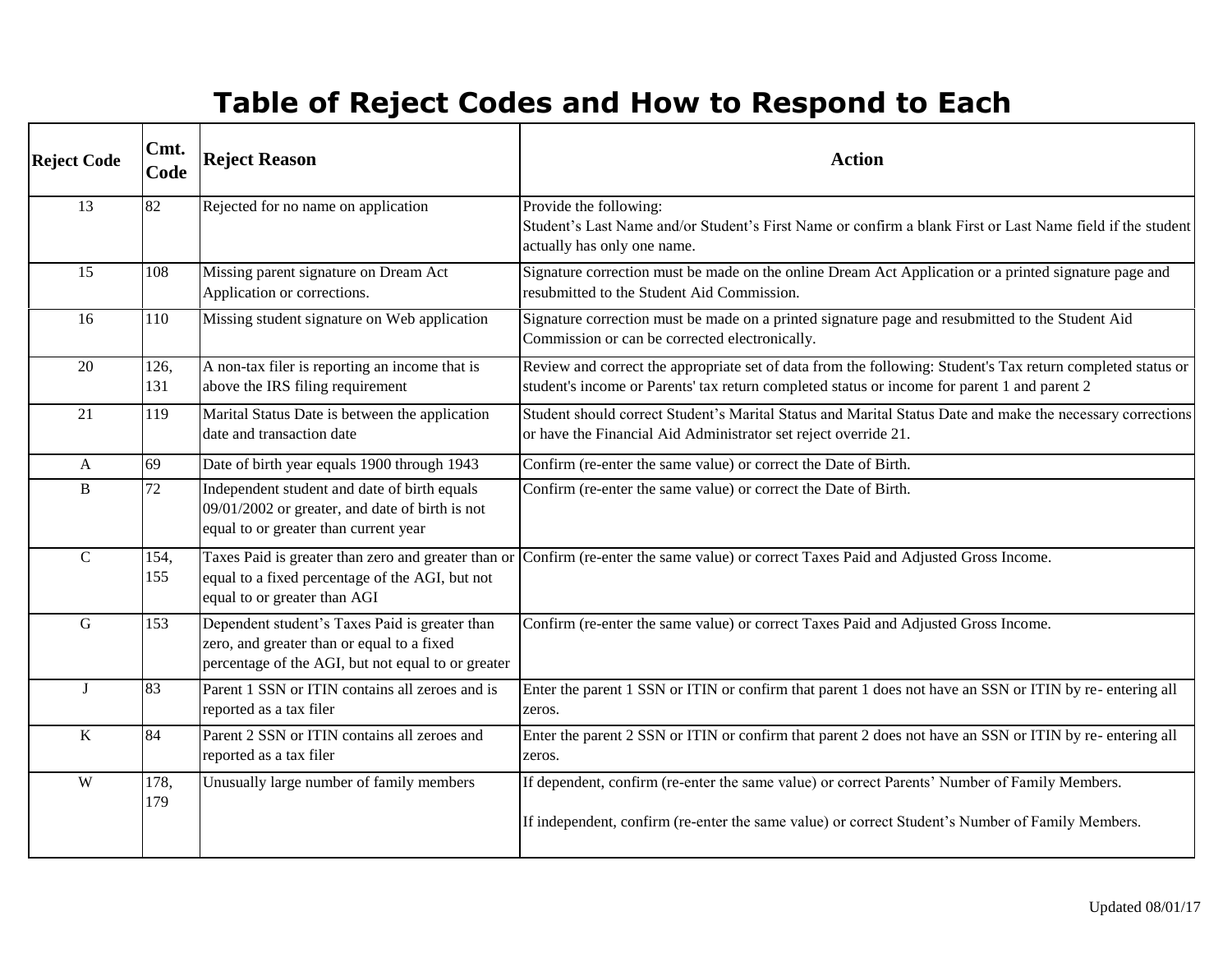# Table of Reject Codes and How to Respond to Each

| Reject Code | Cmt. Code | Reject Reason | Action |
|---|---|---|---|
| 13 | 82 | Rejected for no name on application | Provide the following:<br>Student's Last Name and/or Student's First Name or confirm a blank First or Last Name field if the student actually has only one name. |
| 15 | 108 | Missing parent signature on Dream Act Application or corrections. | Signature correction must be made on the online Dream Act Application or a printed signature page and resubmitted to the Student Aid Commission. |
| 16 | 110 | Missing student signature on Web application | Signature correction must be made on a printed signature page and resubmitted to the Student Aid Commission or can be corrected electronically. |
| 20 | 126, 131 | A non-tax filer is reporting an income that is above the IRS filing requirement | Review and correct the appropriate set of data from the following: Student's Tax return completed status or student's income or Parents' tax return completed status or income for parent 1 and parent 2 |
| 21 | 119 | Marital Status Date is between the application date and transaction date | Student should correct Student's Marital Status and Marital Status Date and make the necessary corrections or have the Financial Aid Administrator set reject override 21. |
| A | 69 | Date of birth year equals 1900 through 1943 | Confirm (re-enter the same value) or correct the Date of Birth. |
| B | 72 | Independent student and date of birth equals 09/01/2002 or greater, and date of birth is not equal to or greater than current year | Confirm (re-enter the same value) or correct the Date of Birth. |
| C | 154, 155 | Taxes Paid is greater than zero and greater than or equal to a fixed percentage of the AGI, but not equal to or greater than AGI | Confirm (re-enter the same value) or correct Taxes Paid and Adjusted Gross Income. |
| G | 153 | Dependent student's Taxes Paid is greater than zero, and greater than or equal to a fixed percentage of the AGI, but not equal to or greater | Confirm (re-enter the same value) or correct Taxes Paid and Adjusted Gross Income. |
| J | 83 | Parent 1 SSN or ITIN contains all zeroes and is reported as a tax filer | Enter the parent 1 SSN or ITIN or confirm that parent 1 does not have an SSN or ITIN by re- entering all zeros. |
| K | 84 | Parent 2 SSN or ITIN contains all zeroes and reported as a tax filer | Enter the parent 2 SSN or ITIN or confirm that parent 2 does not have an SSN or ITIN by re- entering all zeros. |
| W | 178, 179 | Unusually large number of family members | If dependent, confirm (re-enter the same value) or correct Parents' Number of Family Members.<br><br>If independent, confirm (re-enter the same value) or correct Student's Number of Family Members. |

Updated 08/01/17